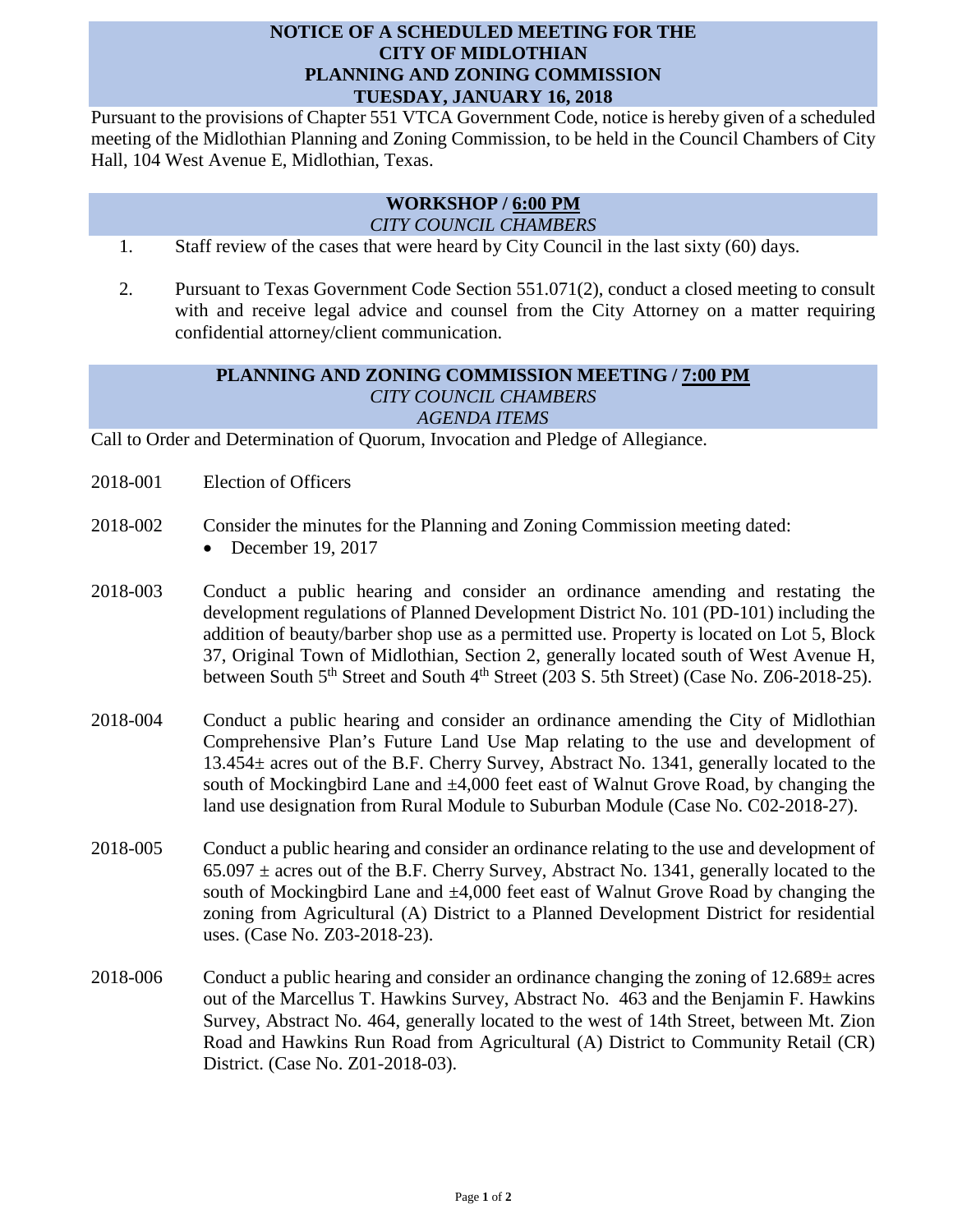# NOTICE OF A SCHEDULED MEETING FOR THE CITY OF MIDLOTHIAN PLANNING AND ZONING COMMISSION TUESDAY, JANUARY 16, 2018

Pursuant to the provisions of Chapter 551 VTCA Government Code, notice is hereby given of a scheduled meeting of the Midlothian Planning and Zoning Commission, to be held in the Council Chambers of City Hall, 104 West Avenue E, Midlothian, Texas.

## WORKSHOP / 6:00 PM

*CITY COUNCIL CHAMBERS*

1. Staff review of the cases that were heard by City Council in the last sixty (60) days.

2. Pursuant to Texas Government Code Section 551.071(2), conduct a closed meeting to consult with and receive legal advice and counsel from the City Attorney on a matter requiring confidential attorney/client communication.

## PLANNING AND ZONING COMMISSION MEETING / 7:00 PM

*CITY COUNCIL CHAMBERS*

*AGENDA ITEMS*

Call to Order and Determination of Quorum, Invocation and Pledge of Allegiance.

2018-001 Election of Officers

2018-002 Consider the minutes for the Planning and Zoning Commission meeting dated:

- December 19, 2017

2018-003 Conduct a public hearing and consider an ordinance amending and restating the development regulations of Planned Development District No. 101 (PD-101) including the addition of beauty/barber shop use as a permitted use. Property is located on Lot 5, Block 37, Original Town of Midlothian, Section 2, generally located south of West Avenue H, between South 5th Street and South 4th Street (203 S. 5th Street) (Case No. Z06-2018-25).

2018-004 Conduct a public hearing and consider an ordinance amending the City of Midlothian Comprehensive Plan's Future Land Use Map relating to the use and development of 13.454± acres out of the B.F. Cherry Survey, Abstract No. 1341, generally located to the south of Mockingbird Lane and ±4,000 feet east of Walnut Grove Road, by changing the land use designation from Rural Module to Suburban Module (Case No. C02-2018-27).

2018-005 Conduct a public hearing and consider an ordinance relating to the use and development of 65.097 ± acres out of the B.F. Cherry Survey, Abstract No. 1341, generally located to the south of Mockingbird Lane and ±4,000 feet east of Walnut Grove Road by changing the zoning from Agricultural (A) District to a Planned Development District for residential uses. (Case No. Z03-2018-23).

2018-006 Conduct a public hearing and consider an ordinance changing the zoning of 12.689± acres out of the Marcellus T. Hawkins Survey, Abstract No. 463 and the Benjamin F. Hawkins Survey, Abstract No. 464, generally located to the west of 14th Street, between Mt. Zion Road and Hawkins Run Road from Agricultural (A) District to Community Retail (CR) District. (Case No. Z01-2018-03).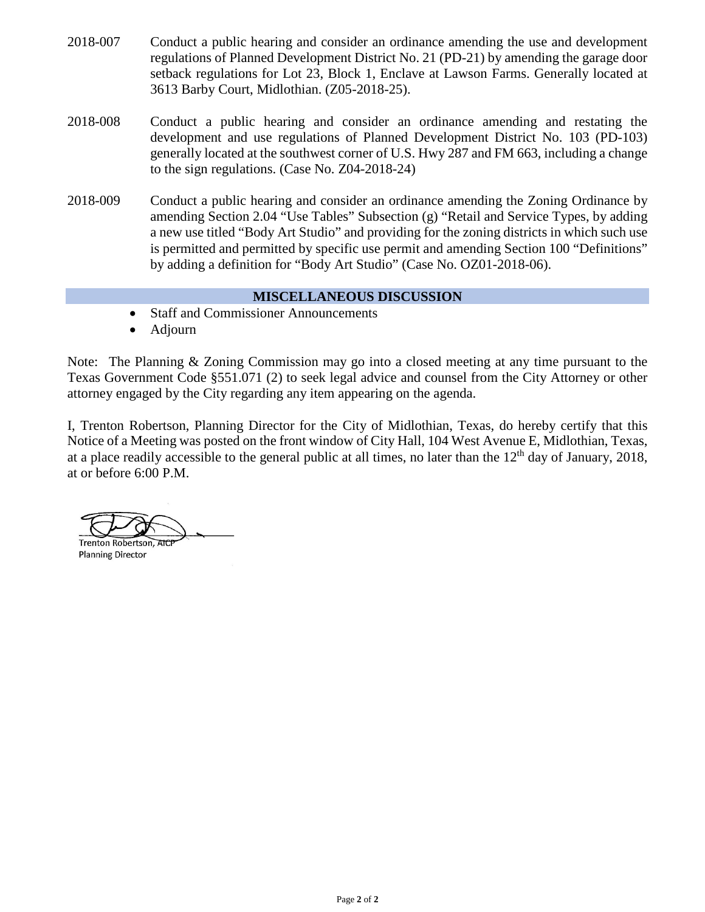2018-007 Conduct a public hearing and consider an ordinance amending the use and development regulations of Planned Development District No. 21 (PD-21) by amending the garage door setback regulations for Lot 23, Block 1, Enclave at Lawson Farms. Generally located at 3613 Barby Court, Midlothian. (Z05-2018-25).

2018-008 Conduct a public hearing and consider an ordinance amending and restating the development and use regulations of Planned Development District No. 103 (PD-103) generally located at the southwest corner of U.S. Hwy 287 and FM 663, including a change to the sign regulations. (Case No. Z04-2018-24)

2018-009 Conduct a public hearing and consider an ordinance amending the Zoning Ordinance by amending Section 2.04 "Use Tables" Subsection (g) "Retail and Service Types, by adding a new use titled "Body Art Studio" and providing for the zoning districts in which such use is permitted and permitted by specific use permit and amending Section 100 "Definitions" by adding a definition for "Body Art Studio" (Case No. OZ01-2018-06).

## MISCELLANEOUS DISCUSSION

- Staff and Commissioner Announcements
- Adjourn

Note: The Planning & Zoning Commission may go into a closed meeting at any time pursuant to the Texas Government Code §551.071 (2) to seek legal advice and counsel from the City Attorney or other attorney engaged by the City regarding any item appearing on the agenda.

I, Trenton Robertson, Planning Director for the City of Midlothian, Texas, do hereby certify that this Notice of a Meeting was posted on the front window of City Hall, 104 West Avenue E, Midlothian, Texas, at a place readily accessible to the general public at all times, no later than the 12th day of January, 2018, at or before 6:00 P.M.

Trenton Robertson, AICP
Planning Director